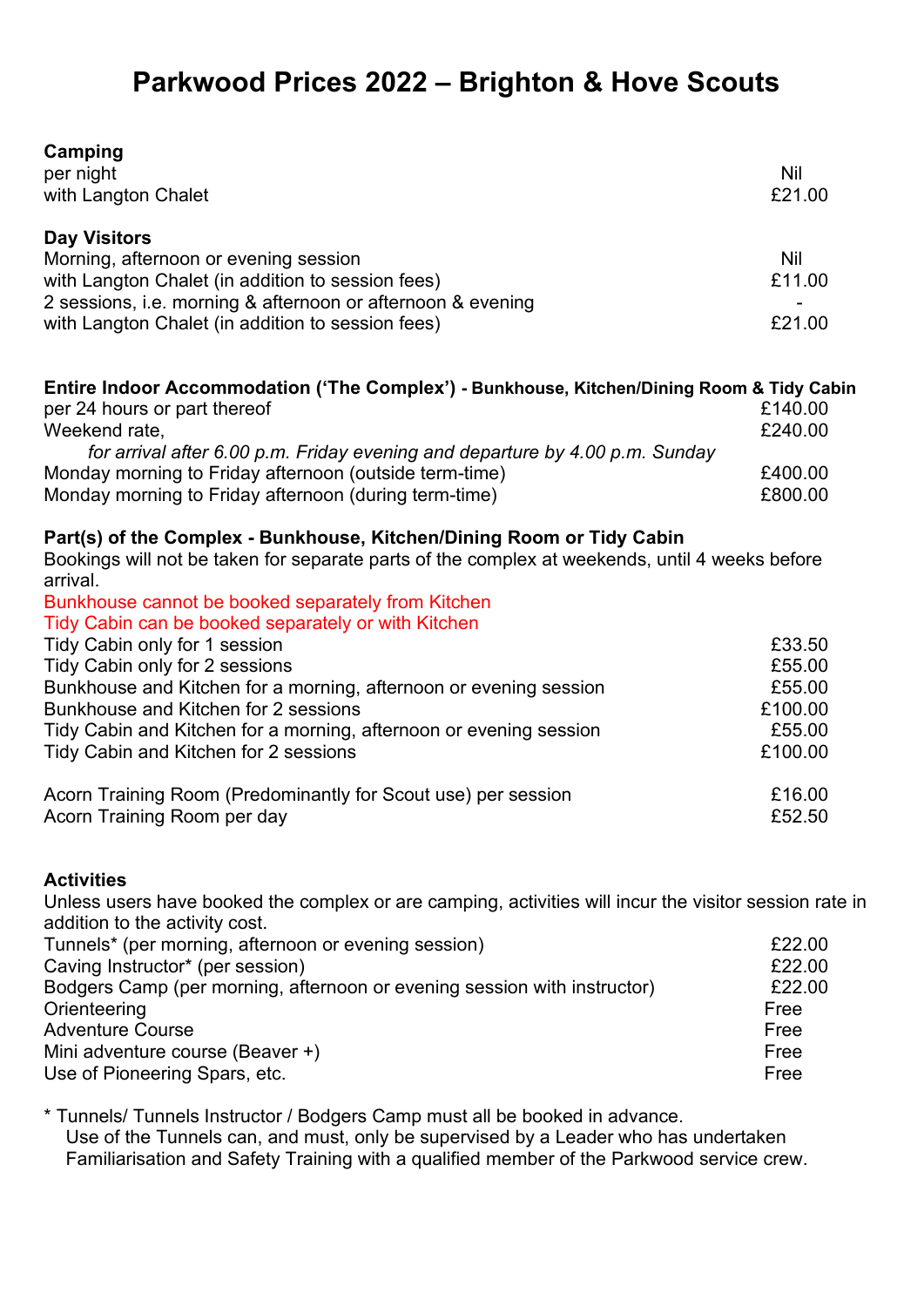# Parkwood Prices 2022 – Brighton & Hove Scouts

**Camping**

| | |
|---|---|
| per night | Nil |
| with Langton Chalet | £21.00 |

**Day Visitors**

| | |
|---|---|
| Morning, afternoon or evening session | Nil |
| with Langton Chalet (in addition to session fees) | £11.00 |
| 2 sessions, i.e. morning & afternoon or afternoon & evening | - |
| with Langton Chalet (in addition to session fees) | £21.00 |

**Entire Indoor Accommodation ('The Complex') - Bunkhouse, Kitchen/Dining Room & Tidy Cabin**

| | |
|---|---|
| per 24 hours or part thereof | £140.00 |
| Weekend rate, *for arrival after 6.00 p.m. Friday evening and departure by 4.00 p.m. Sunday* | £240.00 |
| Monday morning to Friday afternoon (outside term-time) | £400.00 |
| Monday morning to Friday afternoon (during term-time) | £800.00 |

**Part(s) of the Complex - Bunkhouse, Kitchen/Dining Room or Tidy Cabin**

Bookings will not be taken for separate parts of the complex at weekends, until 4 weeks before arrival.

Bunkhouse cannot be booked separately from Kitchen

Tidy Cabin can be booked separately or with Kitchen

| | |
|---|---|
| Tidy Cabin only for 1 session | £33.50 |
| Tidy Cabin only for 2 sessions | £55.00 |
| Bunkhouse and Kitchen for a morning, afternoon or evening session | £55.00 |
| Bunkhouse and Kitchen for 2 sessions | £100.00 |
| Tidy Cabin and Kitchen for a morning, afternoon or evening session | £55.00 |
| Tidy Cabin and Kitchen for 2 sessions | £100.00 |
| Acorn Training Room (Predominantly for Scout use) per session | £16.00 |
| Acorn Training Room per day | £52.50 |

**Activities**

Unless users have booked the complex or are camping, activities will incur the visitor session rate in addition to the activity cost.

| | |
|---|---|
| Tunnels* (per morning, afternoon or evening session) | £22.00 |
| Caving Instructor* (per session) | £22.00 |
| Bodgers Camp (per morning, afternoon or evening session with instructor) | £22.00 |
| Orienteering | Free |
| Adventure Course | Free |
| Mini adventure course (Beaver +) | Free |
| Use of Pioneering Spars, etc. | Free |

\* Tunnels/ Tunnels Instructor / Bodgers Camp must all be booked in advance.
Use of the Tunnels can, and must, only be supervised by a Leader who has undertaken Familiarisation and Safety Training with a qualified member of the Parkwood service crew.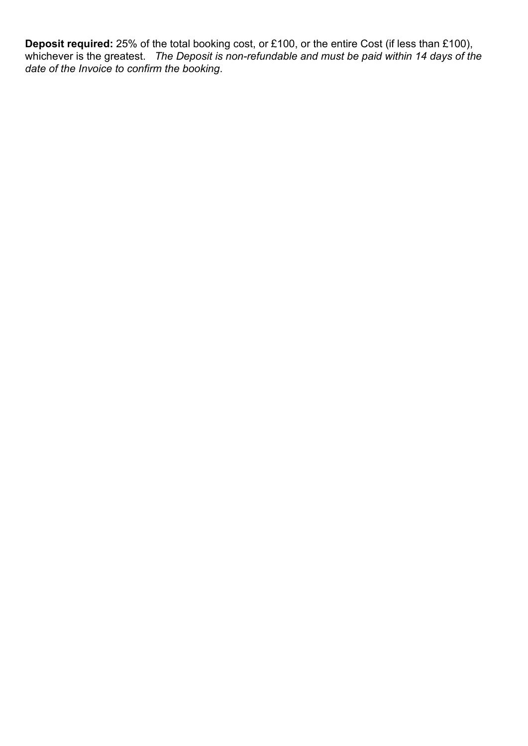**Deposit required:** 25% of the total booking cost, or £100, or the entire Cost (if less than £100), whichever is the greatest. *The Deposit is non-refundable and must be paid within 14 days of the date of the Invoice to confirm the booking*.